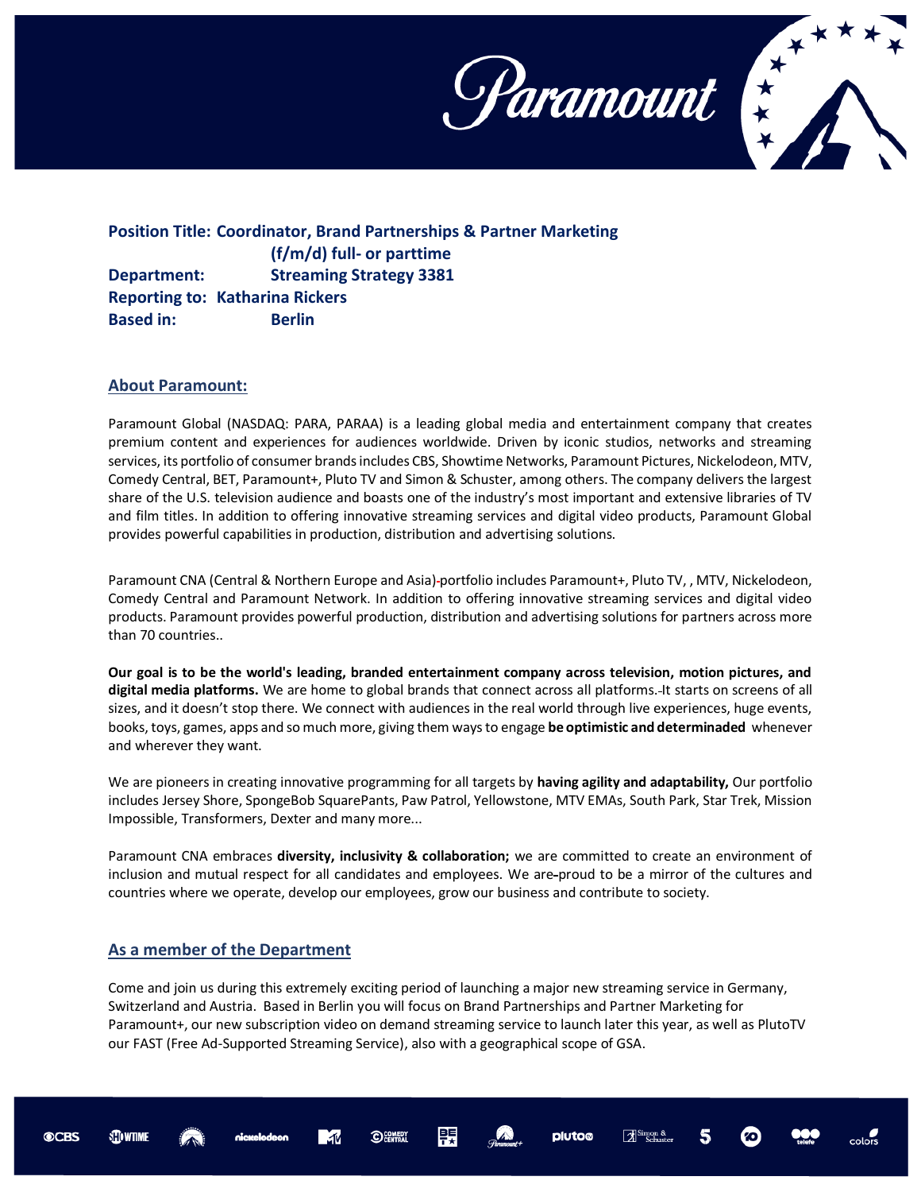**Position Title:** **Coordinator, Brand Partnerships & Partner Marketing (f/m/d) full- or parttime**
**Department:** **Streaming Strategy 3381**
**Reporting to:** **Katharina Rickers**
**Based in:** **Berlin**

## About Paramount:

Paramount Global (NASDAQ: PARA, PARAA) is a leading global media and entertainment company that creates premium content and experiences for audiences worldwide. Driven by iconic studios, networks and streaming services, its portfolio of consumer brands includes CBS, Showtime Networks, Paramount Pictures, Nickelodeon, MTV, Comedy Central, BET, Paramount+, Pluto TV and Simon & Schuster, among others. The company delivers the largest share of the U.S. television audience and boasts one of the industry's most important and extensive libraries of TV and film titles. In addition to offering innovative streaming services and digital video products, Paramount Global provides powerful capabilities in production, distribution and advertising solutions.

Paramount CNA (Central & Northern Europe and Asia) portfolio includes Paramount+, Pluto TV, , MTV, Nickelodeon, Comedy Central and Paramount Network. In addition to offering innovative streaming services and digital video products. Paramount provides powerful production, distribution and advertising solutions for partners across more than 70 countries..

**Our goal is to be the world's leading, branded entertainment company across television, motion pictures, and digital media platforms.** We are home to global brands that connect across all platforms. It starts on screens of all sizes, and it doesn't stop there. We connect with audiences in the real world through live experiences, huge events, books, toys, games, apps and so much more, giving them ways to engage **be optimistic and determinaded** whenever and wherever they want.

We are pioneers in creating innovative programming for all targets by **having agility and adaptability,** Our portfolio includes Jersey Shore, SpongeBob SquarePants, Paw Patrol, Yellowstone, MTV EMAs, South Park, Star Trek, Mission Impossible, Transformers, Dexter and many more...

Paramount CNA embraces **diversity, inclusivity & collaboration;** we are committed to create an environment of inclusion and mutual respect for all candidates and employees. We are proud to be a mirror of the cultures and countries where we operate, develop our employees, grow our business and contribute to society.

## As a member of the Department

Come and join us during this extremely exciting period of launching a major new streaming service in Germany, Switzerland and Austria. Based in Berlin you will focus on Brand Partnerships and Partner Marketing for Paramount+, our new subscription video on demand streaming service to launch later this year, as well as PlutoTV our FAST (Free Ad-Supported Streaming Service), also with a geographical scope of GSA.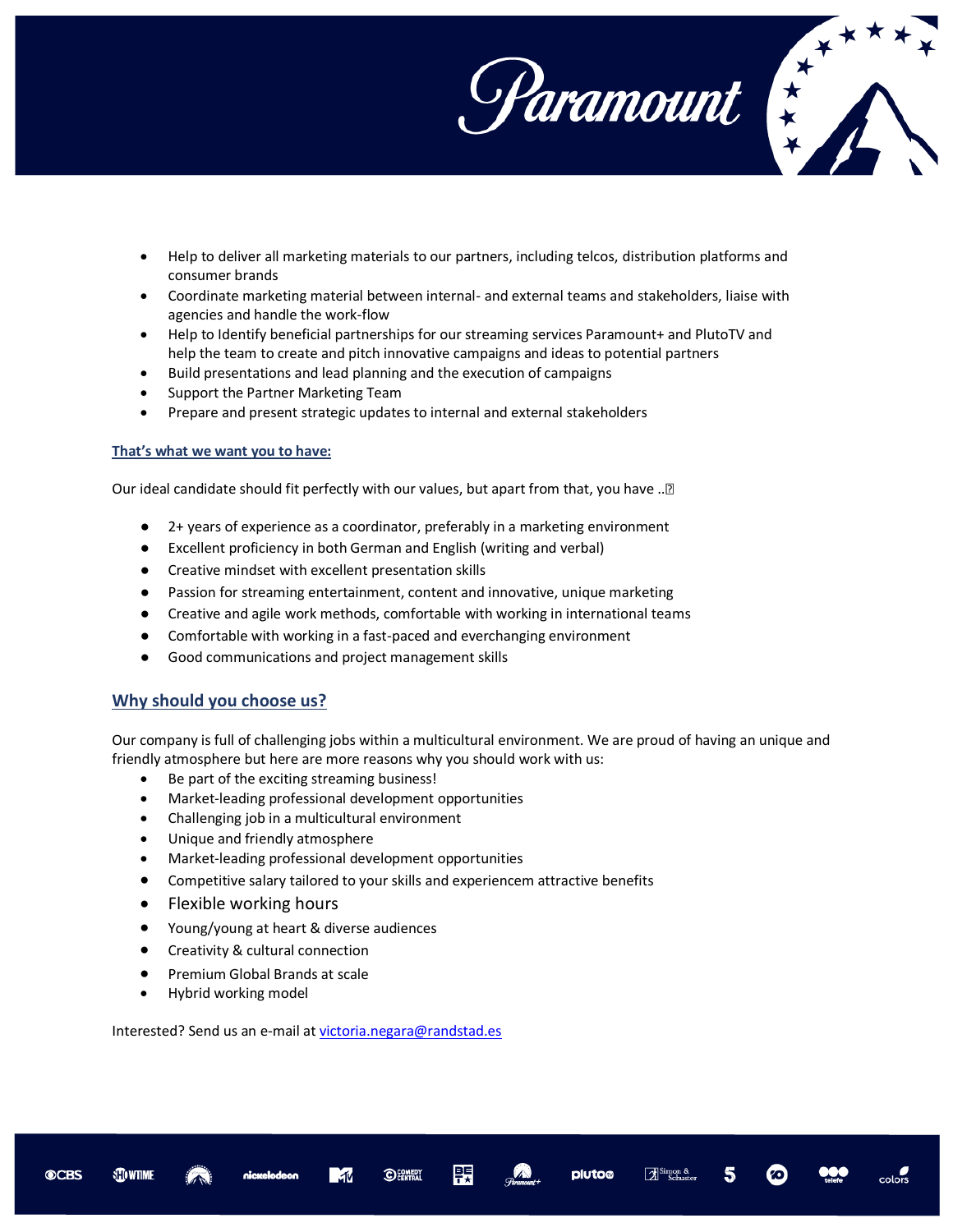- Help to deliver all marketing materials to our partners, including telcos, distribution platforms and consumer brands
- Coordinate marketing material between internal- and external teams and stakeholders, liaise with agencies and handle the work-flow
- Help to Identify beneficial partnerships for our streaming services Paramount+ and PlutoTV and help the team to create and pitch innovative campaigns and ideas to potential partners
- Build presentations and lead planning and the execution of campaigns
- Support the Partner Marketing Team
- Prepare and present strategic updates to internal and external stakeholders

**That's what we want you to have:**

Our ideal candidate should fit perfectly with our values, but apart from that, you have ..

- 2+ years of experience as a coordinator, preferably in a marketing environment
- Excellent proficiency in both German and English (writing and verbal)
- Creative mindset with excellent presentation skills
- Passion for streaming entertainment, content and innovative, unique marketing
- Creative and agile work methods, comfortable with working in international teams
- Comfortable with working in a fast-paced and everchanging environment
- Good communications and project management skills

## Why should you choose us?

Our company is full of challenging jobs within a multicultural environment. We are proud of having an unique and friendly atmosphere but here are more reasons why you should work with us:

- Be part of the exciting streaming business!
- Market-leading professional development opportunities
- Challenging job in a multicultural environment
- Unique and friendly atmosphere
- Market-leading professional development opportunities
- Competitive salary tailored to your skills and experiencem attractive benefits
- Flexible working hours
- Young/young at heart & diverse audiences
- Creativity & cultural connection
- Premium Global Brands at scale
- Hybrid working model

Interested? Send us an e-mail at victoria.negara@randstad.es